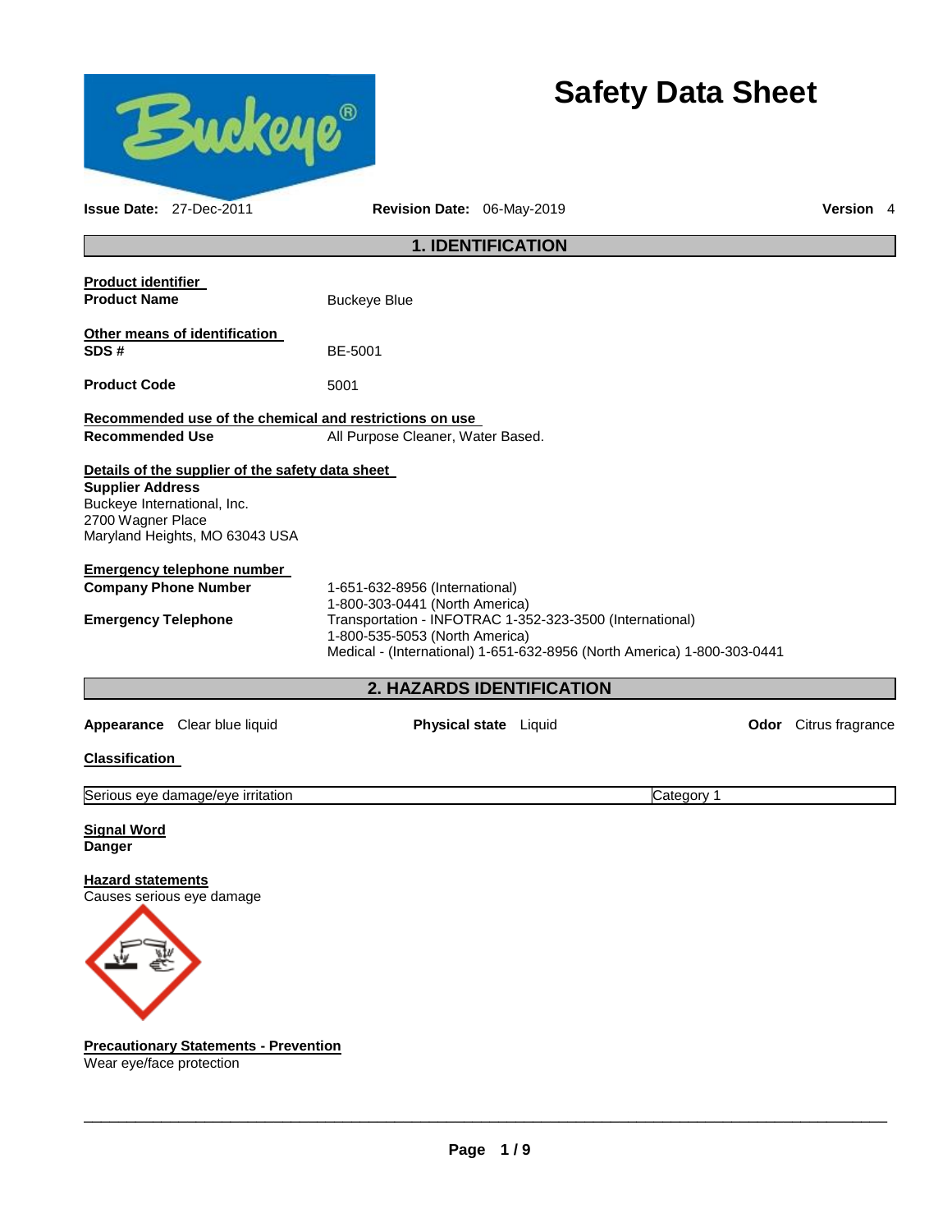# Safety Data Sheet

**Issue Date:** 27-Dec-2011 **Revision Date:** 06-May-2019 **Version** 4

## 1. IDENTIFICATION

**Product identifier**

**Product Name** Buckeye Blue

**Other means of identification**

**SDS #** BE-5001

**Product Code** 5001

**Recommended use of the chemical and restrictions on use**

**Recommended Use** All Purpose Cleaner, Water Based.

**Details of the supplier of the safety data sheet**

**Supplier Address**
Buckeye International, Inc.
2700 Wagner Place
Maryland Heights, MO 63043 USA

**Emergency telephone number**

**Company Phone Number** 1-651-632-8956 (International)
1-800-303-0441 (North America)

**Emergency Telephone** Transportation - INFOTRAC 1-352-323-3500 (International)
1-800-535-5053 (North America)
Medical - (International) 1-651-632-8956 (North America) 1-800-303-0441

## 2. HAZARDS IDENTIFICATION

**Appearance** Clear blue liquid **Physical state** Liquid **Odor** Citrus fragrance

**Classification**

| | |
|---|---|
| Serious eye damage/eye irritation | Category 1 |

**Signal Word**
**Danger**

**Hazard statements**
Causes serious eye damage

**Precautionary Statements - Prevention**
Wear eye/face protection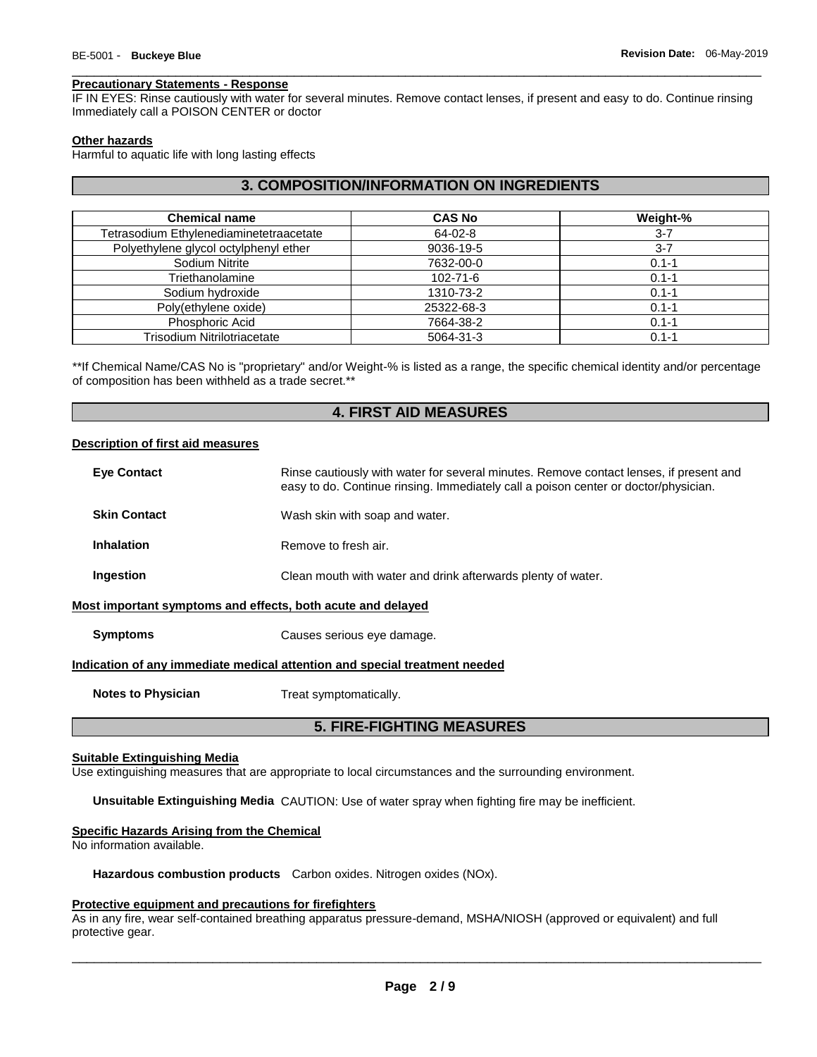**Precautionary Statements - Response**

IF IN EYES: Rinse cautiously with water for several minutes. Remove contact lenses, if present and easy to do. Continue rinsing Immediately call a POISON CENTER or doctor

**Other hazards**

Harmful to aquatic life with long lasting effects

## 3. COMPOSITION/INFORMATION ON INGREDIENTS

| Chemical name | CAS No | Weight-% |
|---|---|---|
| Tetrasodium Ethylenediaminetetraacetate | 64-02-8 | 3-7 |
| Polyethylene glycol octylphenyl ether | 9036-19-5 | 3-7 |
| Sodium Nitrite | 7632-00-0 | 0.1-1 |
| Triethanolamine | 102-71-6 | 0.1-1 |
| Sodium hydroxide | 1310-73-2 | 0.1-1 |
| Poly(ethylene oxide) | 25322-68-3 | 0.1-1 |
| Phosphoric Acid | 7664-38-2 | 0.1-1 |
| Trisodium Nitrilotriacetate | 5064-31-3 | 0.1-1 |

**If Chemical Name/CAS No is "proprietary" and/or Weight-% is listed as a range, the specific chemical identity and/or percentage of composition has been withheld as a trade secret.**

## 4. FIRST AID MEASURES

**Description of first aid measures**

**Eye Contact** Rinse cautiously with water for several minutes. Remove contact lenses, if present and easy to do. Continue rinsing. Immediately call a poison center or doctor/physician.

**Skin Contact** Wash skin with soap and water.

**Inhalation** Remove to fresh air.

**Ingestion** Clean mouth with water and drink afterwards plenty of water.

**Most important symptoms and effects, both acute and delayed**

**Symptoms** Causes serious eye damage.

**Indication of any immediate medical attention and special treatment needed**

**Notes to Physician** Treat symptomatically.

## 5. FIRE-FIGHTING MEASURES

**Suitable Extinguishing Media**

Use extinguishing measures that are appropriate to local circumstances and the surrounding environment.

**Unsuitable Extinguishing Media** CAUTION: Use of water spray when fighting fire may be inefficient.

**Specific Hazards Arising from the Chemical**

No information available.

**Hazardous combustion products** Carbon oxides. Nitrogen oxides (NOx).

**Protective equipment and precautions for firefighters**

As in any fire, wear self-contained breathing apparatus pressure-demand, MSHA/NIOSH (approved or equivalent) and full protective gear.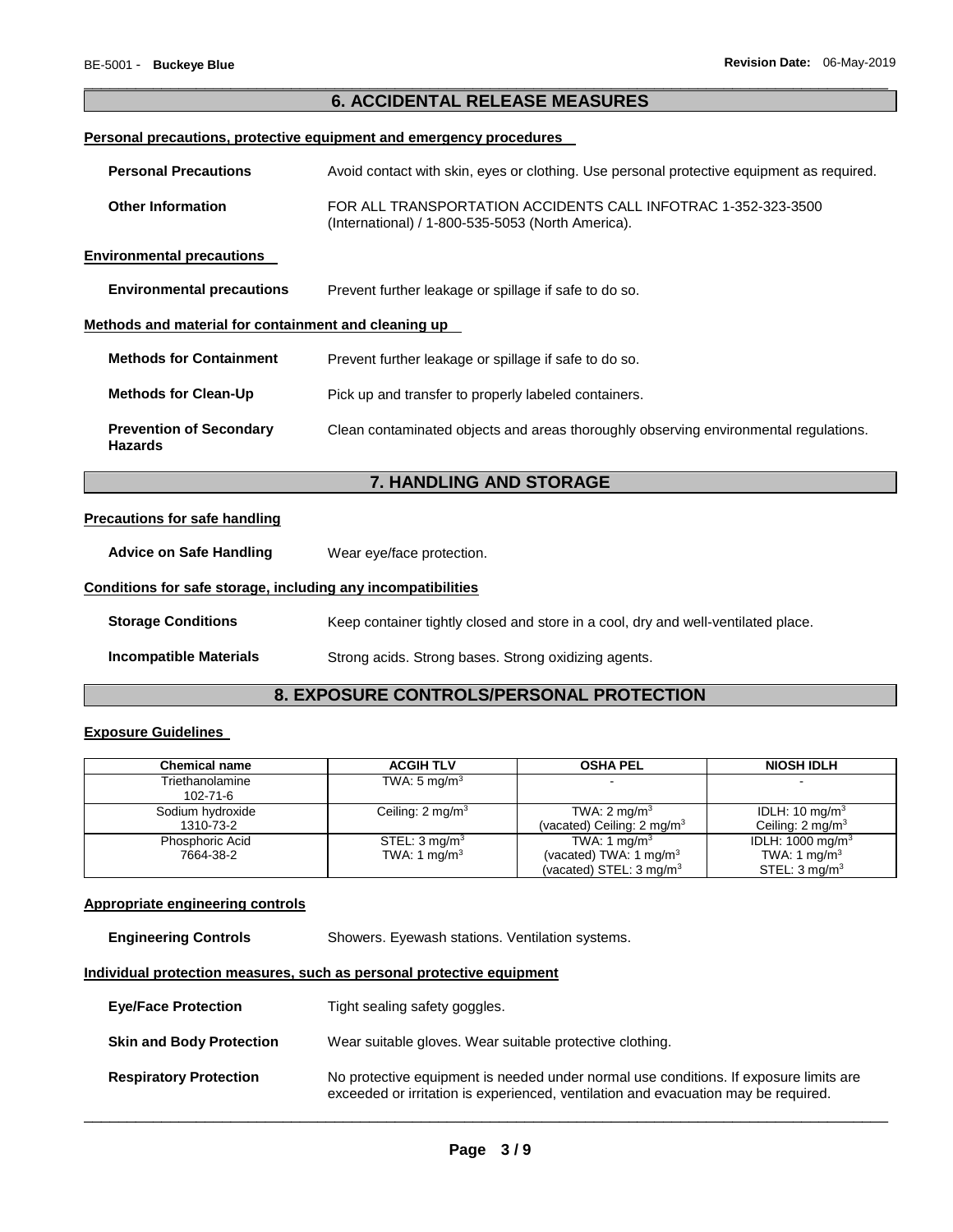## 6. ACCIDENTAL RELEASE MEASURES

### Personal precautions, protective equipment and emergency procedures

**Personal Precautions** Avoid contact with skin, eyes or clothing. Use personal protective equipment as required.

**Other Information** FOR ALL TRANSPORTATION ACCIDENTS CALL INFOTRAC 1-352-323-3500 (International) / 1-800-535-5053 (North America).

### Environmental precautions

**Environmental precautions** Prevent further leakage or spillage if safe to do so.

### Methods and material for containment and cleaning up

**Methods for Containment** Prevent further leakage or spillage if safe to do so.

**Methods for Clean-Up** Pick up and transfer to properly labeled containers.

**Prevention of Secondary Hazards** Clean contaminated objects and areas thoroughly observing environmental regulations.

## 7. HANDLING AND STORAGE

### Precautions for safe handling

**Advice on Safe Handling** Wear eye/face protection.

### Conditions for safe storage, including any incompatibilities

**Storage Conditions** Keep container tightly closed and store in a cool, dry and well-ventilated place.

**Incompatible Materials** Strong acids. Strong bases. Strong oxidizing agents.

## 8. EXPOSURE CONTROLS/PERSONAL PROTECTION

### Exposure Guidelines

| Chemical name | ACGIH TLV | OSHA PEL | NIOSH IDLH |
|---|---|---|---|
| Triethanolamine 102-71-6 | TWA: 5 mg/m$^3$ | - | - |
| Sodium hydroxide 1310-73-2 | Ceiling: 2 mg/m$^3$ | TWA: 2 mg/m$^3$ (vacated) Ceiling: 2 mg/m$^3$ | IDLH: 10 mg/m$^3$ Ceiling: 2 mg/m$^3$ |
| Phosphoric Acid 7664-38-2 | STEL: 3 mg/m$^3$ TWA: 1 mg/m$^3$ | TWA: 1 mg/m$^3$ (vacated) TWA: 1 mg/m$^3$ (vacated) STEL: 3 mg/m$^3$ | IDLH: 1000 mg/m$^3$ TWA: 1 mg/m$^3$ STEL: 3 mg/m$^3$ |

### Appropriate engineering controls

**Engineering Controls** Showers. Eyewash stations. Ventilation systems.

### Individual protection measures, such as personal protective equipment

**Eye/Face Protection** Tight sealing safety goggles.

**Skin and Body Protection** Wear suitable gloves. Wear suitable protective clothing.

**Respiratory Protection** No protective equipment is needed under normal use conditions. If exposure limits are exceeded or irritation is experienced, ventilation and evacuation may be required.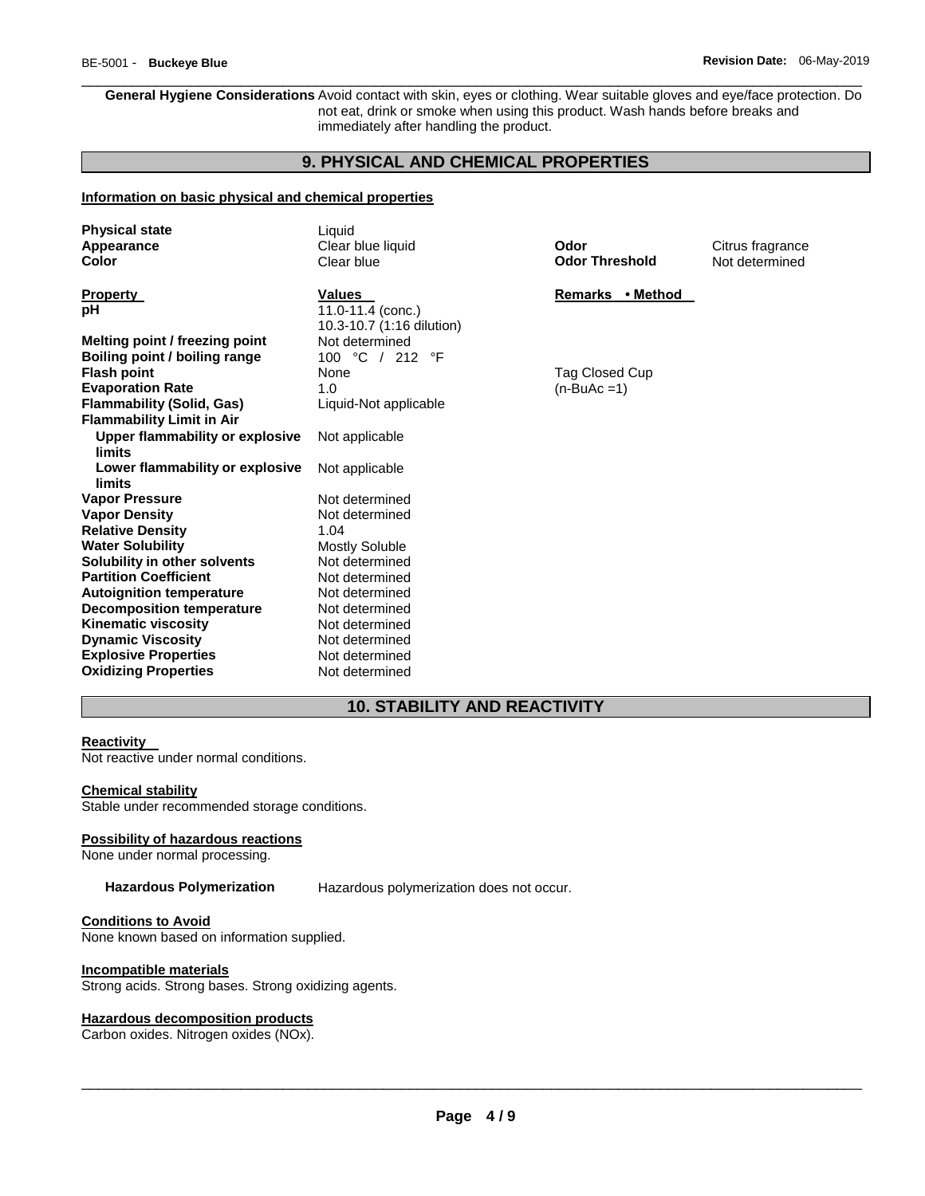**General Hygiene Considerations** Avoid contact with skin, eyes or clothing. Wear suitable gloves and eye/face protection. Do not eat, drink or smoke when using this product. Wash hands before breaks and immediately after handling the product.

## 9. PHYSICAL AND CHEMICAL PROPERTIES

### Information on basic physical and chemical properties

| | | | |
|---|---|---|---|
| **Physical state** | Liquid | | |
| **Appearance** | Clear blue liquid | **Odor** | Citrus fragrance |
| **Color** | Clear blue | **Odor Threshold** | Not determined |

| **Property** | **Values** | **Remarks • Method** |
|---|---|---|
| **pH** | 11.0-11.4 (conc.)<br>10.3-10.7 (1:16 dilution) | |
| **Melting point / freezing point** | Not determined | |
| **Boiling point / boiling range** | 100 °C / 212 °F | |
| **Flash point** | None | Tag Closed Cup |
| **Evaporation Rate** | 1.0 | (n-BuAc =1) |
| **Flammability (Solid, Gas)** | Liquid-Not applicable | |
| **Flammability Limit in Air** | | |
| **Upper flammability or explosive limits** | Not applicable | |
| **Lower flammability or explosive limits** | Not applicable | |
| **Vapor Pressure** | Not determined | |
| **Vapor Density** | Not determined | |
| **Relative Density** | 1.04 | |
| **Water Solubility** | Mostly Soluble | |
| **Solubility in other solvents** | Not determined | |
| **Partition Coefficient** | Not determined | |
| **Autoignition temperature** | Not determined | |
| **Decomposition temperature** | Not determined | |
| **Kinematic viscosity** | Not determined | |
| **Dynamic Viscosity** | Not determined | |
| **Explosive Properties** | Not determined | |
| **Oxidizing Properties** | Not determined | |

## 10. STABILITY AND REACTIVITY

### Reactivity

Not reactive under normal conditions.

### Chemical stability

Stable under recommended storage conditions.

### Possibility of hazardous reactions

None under normal processing.

**Hazardous Polymerization** Hazardous polymerization does not occur.

### Conditions to Avoid

None known based on information supplied.

### Incompatible materials

Strong acids. Strong bases. Strong oxidizing agents.

### Hazardous decomposition products

Carbon oxides. Nitrogen oxides (NOx).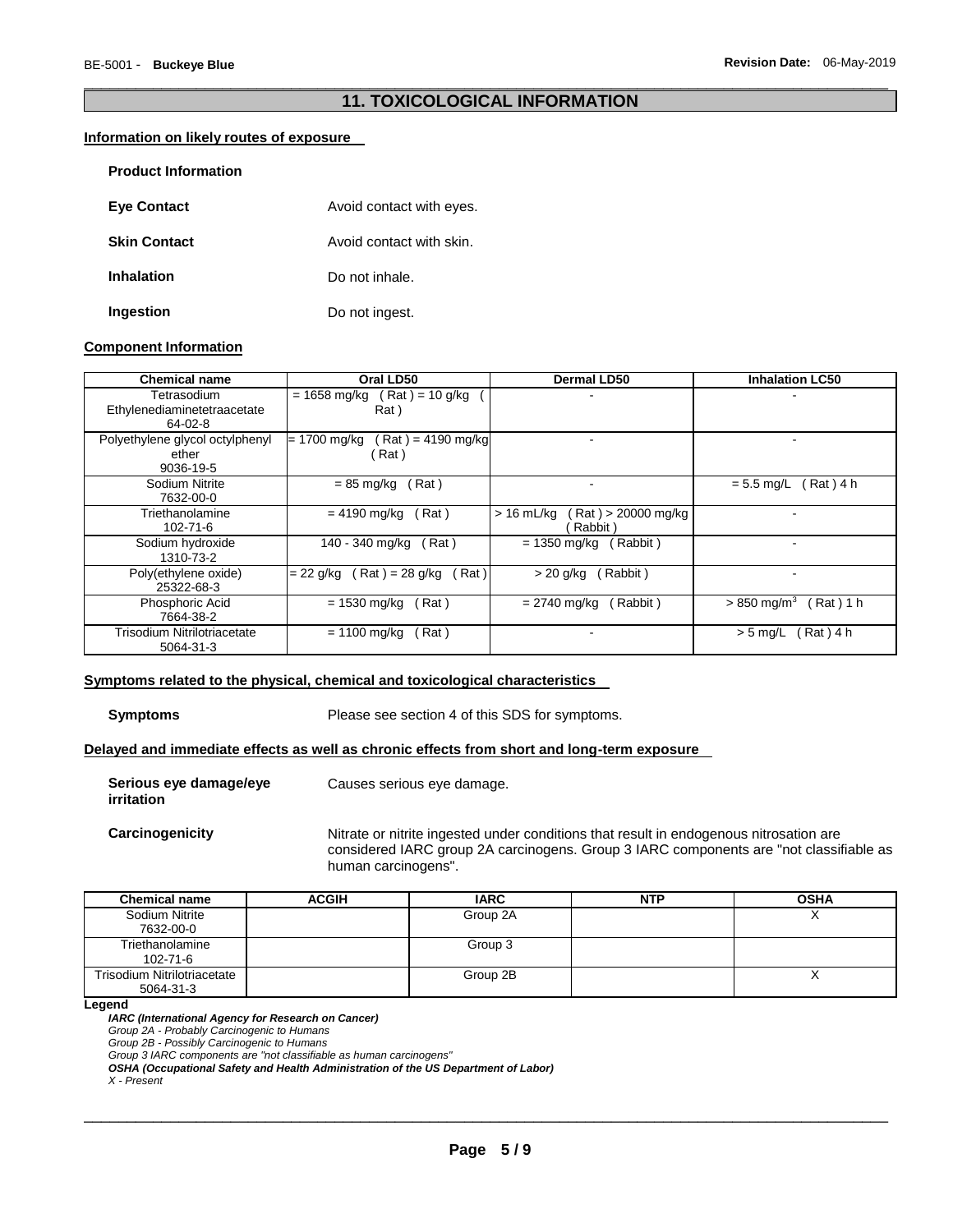## 11. TOXICOLOGICAL INFORMATION

**Information on likely routes of exposure**

**Product Information**

**Eye Contact** Avoid contact with eyes.

**Skin Contact** Avoid contact with skin.

**Inhalation** Do not inhale.

**Ingestion** Do not ingest.

**Component Information**

| Chemical name | Oral LD50 | Dermal LD50 | Inhalation LC50 |
|---|---|---|---|
| Tetrasodium Ethylenediaminetetraacetate 64-02-8 | = 1658 mg/kg ( Rat ) = 10 g/kg ( Rat ) | - | - |
| Polyethylene glycol octylphenyl ether 9036-19-5 | = 1700 mg/kg ( Rat ) = 4190 mg/kg ( Rat ) | - | - |
| Sodium Nitrite 7632-00-0 | = 85 mg/kg ( Rat ) | - | = 5.5 mg/L ( Rat ) 4 h |
| Triethanolamine 102-71-6 | = 4190 mg/kg ( Rat ) | > 16 mL/kg ( Rat ) > 20000 mg/kg ( Rabbit ) | - |
| Sodium hydroxide 1310-73-2 | 140 - 340 mg/kg ( Rat ) | = 1350 mg/kg ( Rabbit ) | - |
| Poly(ethylene oxide) 25322-68-3 | = 22 g/kg ( Rat ) = 28 g/kg ( Rat ) | > 20 g/kg ( Rabbit ) | - |
| Phosphoric Acid 7664-38-2 | = 1530 mg/kg ( Rat ) | = 2740 mg/kg ( Rabbit ) | > 850 mg/m$^3$ ( Rat ) 1 h |
| Trisodium Nitrilotriacetate 5064-31-3 | = 1100 mg/kg ( Rat ) | - | > 5 mg/L ( Rat ) 4 h |

**Symptoms related to the physical, chemical and toxicological characteristics**

**Symptoms** Please see section 4 of this SDS for symptoms.

**Delayed and immediate effects as well as chronic effects from short and long-term exposure**

**Serious eye damage/eye irritation** Causes serious eye damage.

**Carcinogenicity** Nitrate or nitrite ingested under conditions that result in endogenous nitrosation are considered IARC group 2A carcinogens. Group 3 IARC components are "not classifiable as human carcinogens".

| Chemical name | ACGIH | IARC | NTP | OSHA |
|---|---|---|---|---|
| Sodium Nitrite 7632-00-0 | | Group 2A | | X |
| Triethanolamine 102-71-6 | | Group 3 | | |
| Trisodium Nitrilotriacetate 5064-31-3 | | Group 2B | | X |

**Legend**

***IARC (International Agency for Research on Cancer)***
*Group 2A - Probably Carcinogenic to Humans*
*Group 2B - Possibly Carcinogenic to Humans*
*Group 3 IARC components are "not classifiable as human carcinogens"*
***OSHA (Occupational Safety and Health Administration of the US Department of Labor)***
*X - Present*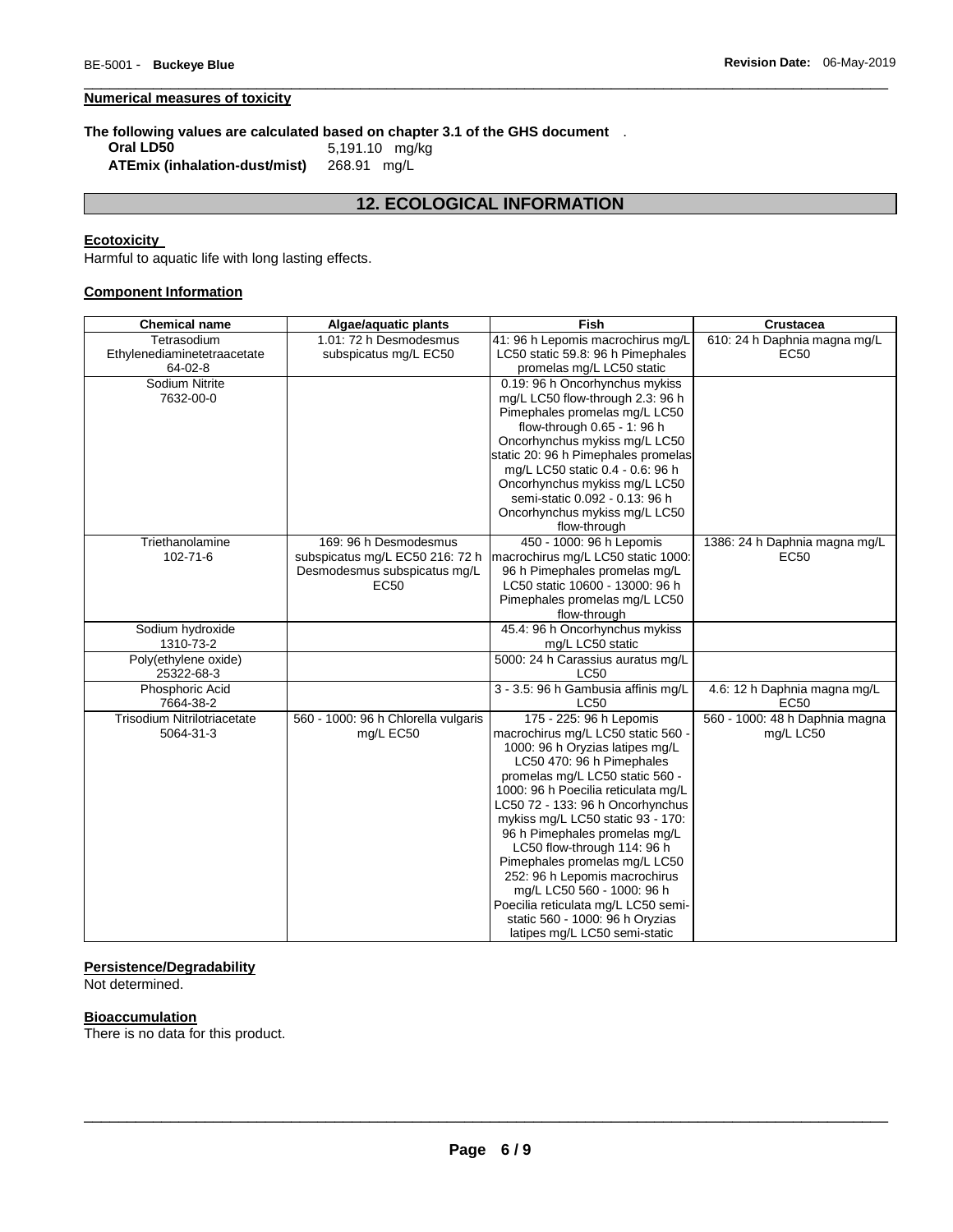**Numerical measures of toxicity**

**The following values are calculated based on chapter 3.1 of the GHS document** .

**Oral LD50** 5,191.10 mg/kg
**ATEmix (inhalation-dust/mist)** 268.91 mg/L

## 12. ECOLOGICAL INFORMATION

**Ecotoxicity**

Harmful to aquatic life with long lasting effects.

**Component Information**

| Chemical name | Algae/aquatic plants | Fish | Crustacea |
|---|---|---|---|
| Tetrasodium Ethylenediaminetetraacetate 64-02-8 | 1.01: 72 h Desmodesmus subspicatus mg/L EC50 | 41: 96 h Lepomis macrochirus mg/L LC50 static 59.8: 96 h Pimephales promelas mg/L LC50 static | 610: 24 h Daphnia magna mg/L EC50 |
| Sodium Nitrite 7632-00-0 | | 0.19: 96 h Oncorhynchus mykiss mg/L LC50 flow-through 2.3: 96 h Pimephales promelas mg/L LC50 flow-through 0.65 - 1: 96 h Oncorhynchus mykiss mg/L LC50 static 20: 96 h Pimephales promelas mg/L LC50 static 0.4 - 0.6: 96 h Oncorhynchus mykiss mg/L LC50 semi-static 0.092 - 0.13: 96 h Oncorhynchus mykiss mg/L LC50 flow-through | |
| Triethanolamine 102-71-6 | 169: 96 h Desmodesmus subspicatus mg/L EC50 216: 72 h Desmodesmus subspicatus mg/L EC50 | 450 - 1000: 96 h Lepomis macrochirus mg/L LC50 static 1000: 96 h Pimephales promelas mg/L LC50 static 10600 - 13000: 96 h Pimephales promelas mg/L LC50 flow-through | 1386: 24 h Daphnia magna mg/L EC50 |
| Sodium hydroxide 1310-73-2 | | 45.4: 96 h Oncorhynchus mykiss mg/L LC50 static | |
| Poly(ethylene oxide) 25322-68-3 | | 5000: 24 h Carassius auratus mg/L LC50 | |
| Phosphoric Acid 7664-38-2 | | 3 - 3.5: 96 h Gambusia affinis mg/L LC50 | 4.6: 12 h Daphnia magna mg/L EC50 |
| Trisodium Nitrilotriacetate 5064-31-3 | 560 - 1000: 96 h Chlorella vulgaris mg/L EC50 | 175 - 225: 96 h Lepomis macrochirus mg/L LC50 static 560 - 1000: 96 h Oryzias latipes mg/L LC50 470: 96 h Pimephales promelas mg/L LC50 static 560 - 1000: 96 h Poecilia reticulata mg/L LC50 72 - 133: 96 h Oncorhynchus mykiss mg/L LC50 static 93 - 170: 96 h Pimephales promelas mg/L LC50 flow-through 114: 96 h Pimephales promelas mg/L LC50 252: 96 h Lepomis macrochirus mg/L LC50 560 - 1000: 96 h Poecilia reticulata mg/L LC50 semi-static 560 - 1000: 96 h Oryzias latipes mg/L LC50 semi-static | 560 - 1000: 48 h Daphnia magna mg/L LC50 |

**Persistence/Degradability**

Not determined.

**Bioaccumulation**

There is no data for this product.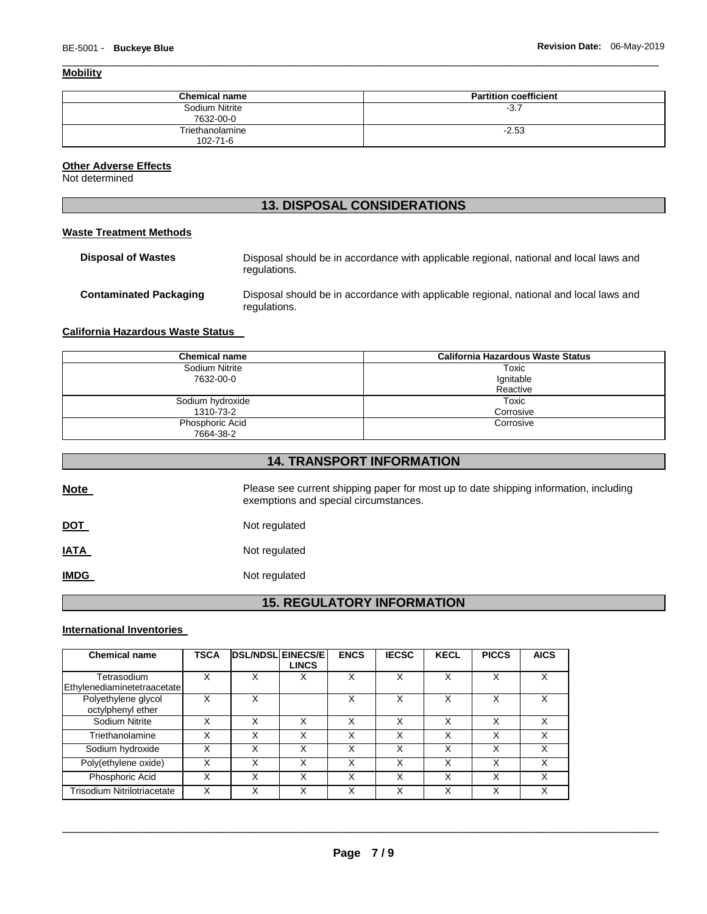### Mobility

| Chemical name | Partition coefficient |
|---|---|
| Sodium Nitrite<br>7632-00-0 | -3.7 |
| Triethanolamine<br>102-71-6 | -2.53 |

### Other Adverse Effects

Not determined

## 13. DISPOSAL CONSIDERATIONS

### Waste Treatment Methods

**Disposal of Wastes** Disposal should be in accordance with applicable regional, national and local laws and regulations.

**Contaminated Packaging** Disposal should be in accordance with applicable regional, national and local laws and regulations.

### California Hazardous Waste Status

| Chemical name | California Hazardous Waste Status |
|---|---|
| Sodium Nitrite<br>7632-00-0 | Toxic<br>Ignitable<br>Reactive |
| Sodium hydroxide<br>1310-73-2 | Toxic<br>Corrosive |
| Phosphoric Acid<br>7664-38-2 | Corrosive |

## 14. TRANSPORT INFORMATION

**Note** Please see current shipping paper for most up to date shipping information, including exemptions and special circumstances.

**DOT** Not regulated

**IATA** Not regulated

**IMDG** Not regulated

## 15. REGULATORY INFORMATION

### International Inventories

| Chemical name | TSCA | DSL/NDSL | EINECS/ELINCS | ENCS | IECSC | KECL | PICCS | AICS |
|---|---|---|---|---|---|---|---|---|
| Tetrasodium Ethylenediaminetetraacetate | X | X | X | X | X | X | X | X |
| Polyethylene glycol octylphenyl ether | X | X | | X | X | X | X | X |
| Sodium Nitrite | X | X | X | X | X | X | X | X |
| Triethanolamine | X | X | X | X | X | X | X | X |
| Sodium hydroxide | X | X | X | X | X | X | X | X |
| Poly(ethylene oxide) | X | X | X | X | X | X | X | X |
| Phosphoric Acid | X | X | X | X | X | X | X | X |
| Trisodium Nitrilotriacetate | X | X | X | X | X | X | X | X |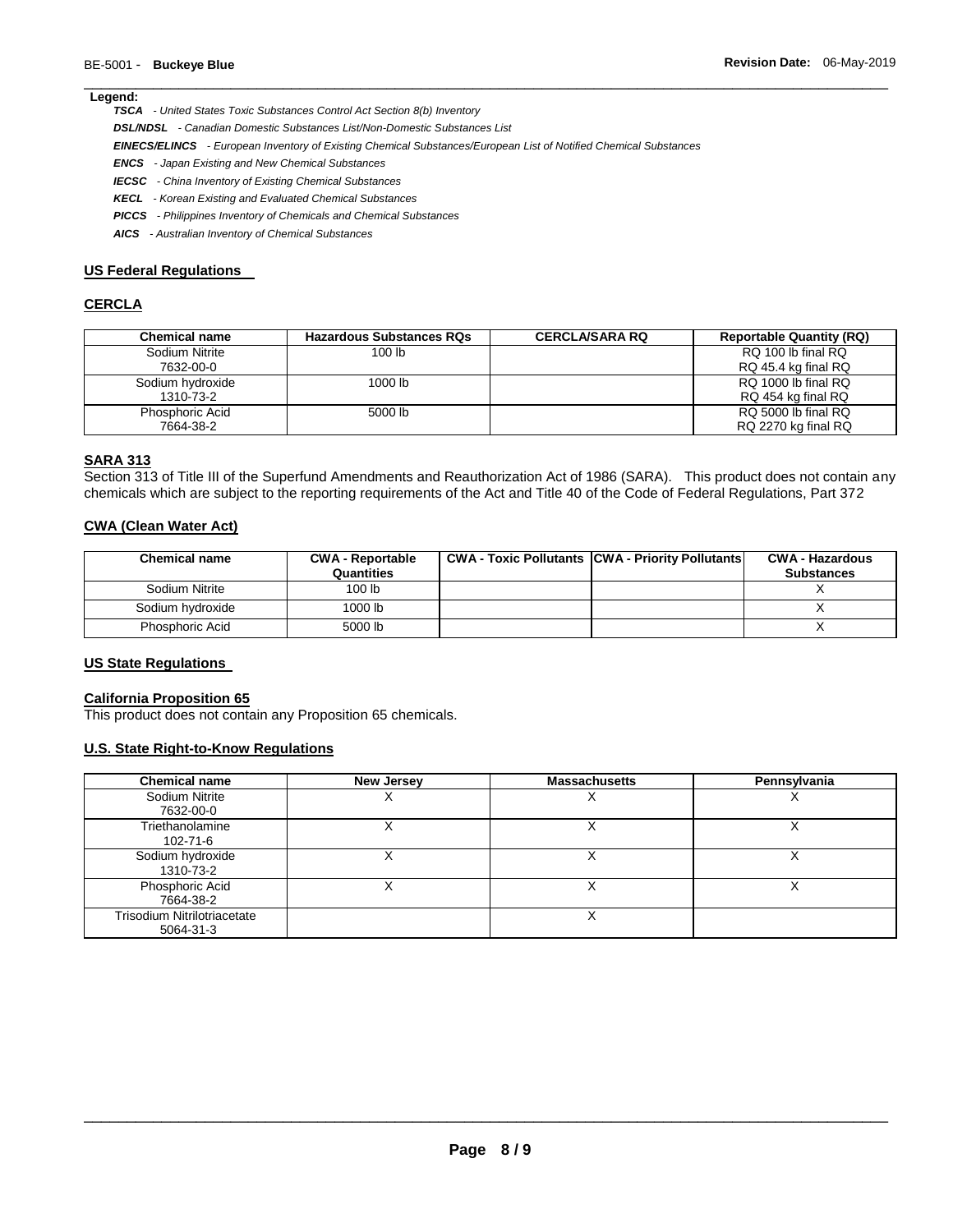**Legend:**

***TSCA*** *- United States Toxic Substances Control Act Section 8(b) Inventory*

***DSL/NDSL*** *- Canadian Domestic Substances List/Non-Domestic Substances List*

***EINECS/ELINCS*** *- European Inventory of Existing Chemical Substances/European List of Notified Chemical Substances*

***ENCS*** *- Japan Existing and New Chemical Substances*

***IECSC*** *- China Inventory of Existing Chemical Substances*

***KECL*** *- Korean Existing and Evaluated Chemical Substances*

***PICCS*** *- Philippines Inventory of Chemicals and Chemical Substances*

***AICS*** *- Australian Inventory of Chemical Substances*

## US Federal Regulations

### CERCLA

| Chemical name | Hazardous Substances RQs | CERCLA/SARA RQ | Reportable Quantity (RQ) |
|---|---|---|---|
| Sodium Nitrite 7632-00-0 | 100 lb | | RQ 100 lb final RQ RQ 45.4 kg final RQ |
| Sodium hydroxide 1310-73-2 | 1000 lb | | RQ 1000 lb final RQ RQ 454 kg final RQ |
| Phosphoric Acid 7664-38-2 | 5000 lb | | RQ 5000 lb final RQ RQ 2270 kg final RQ |

### SARA 313

Section 313 of Title III of the Superfund Amendments and Reauthorization Act of 1986 (SARA). This product does not contain any chemicals which are subject to the reporting requirements of the Act and Title 40 of the Code of Federal Regulations, Part 372

### CWA (Clean Water Act)

| Chemical name | CWA - Reportable Quantities | CWA - Toxic Pollutants | CWA - Priority Pollutants | CWA - Hazardous Substances |
|---|---|---|---|---|
| Sodium Nitrite | 100 lb | | | X |
| Sodium hydroxide | 1000 lb | | | X |
| Phosphoric Acid | 5000 lb | | | X |

## US State Regulations

### California Proposition 65

This product does not contain any Proposition 65 chemicals.

### U.S. State Right-to-Know Regulations

| Chemical name | New Jersey | Massachusetts | Pennsylvania |
|---|---|---|---|
| Sodium Nitrite 7632-00-0 | X | X | X |
| Triethanolamine 102-71-6 | X | X | X |
| Sodium hydroxide 1310-73-2 | X | X | X |
| Phosphoric Acid 7664-38-2 | X | X | X |
| Trisodium Nitrilotriacetate 5064-31-3 | | X | |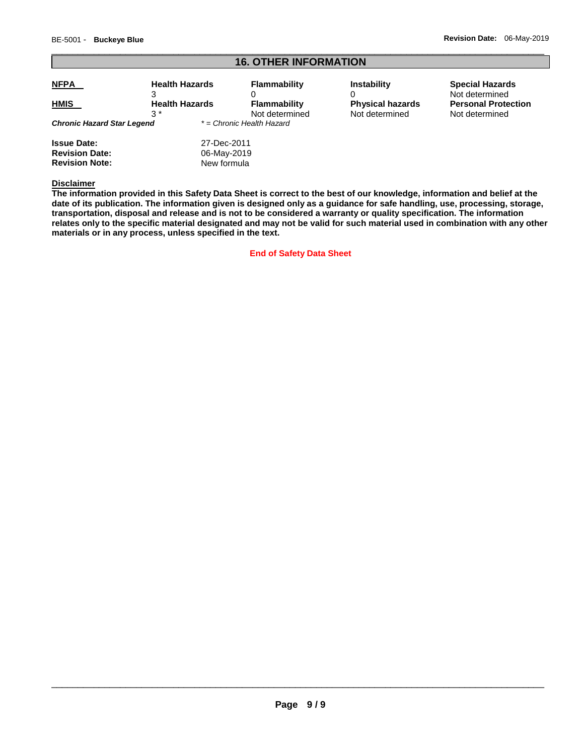## 16. OTHER INFORMATION

| | | | | |
|---|---|---|---|---|
| **NFPA** | **Health Hazards** 3 | **Flammability** 0 | **Instability** 0 | **Special Hazards** Not determined |
| **HMIS** | **Health Hazards** 3 * | **Flammability** Not determined | **Physical hazards** Not determined | **Personal Protection** Not determined |

***Chronic Hazard Star Legend*** *\* = Chronic Health Hazard*

**Issue Date:** 27-Dec-2011
**Revision Date:** 06-May-2019
**Revision Note:** New formula

**Disclaimer**

**The information provided in this Safety Data Sheet is correct to the best of our knowledge, information and belief at the date of its publication. The information given is designed only as a guidance for safe handling, use, processing, storage, transportation, disposal and release and is not to be considered a warranty or quality specification. The information relates only to the specific material designated and may not be valid for such material used in combination with any other materials or in any process, unless specified in the text.**

**End of Safety Data Sheet**